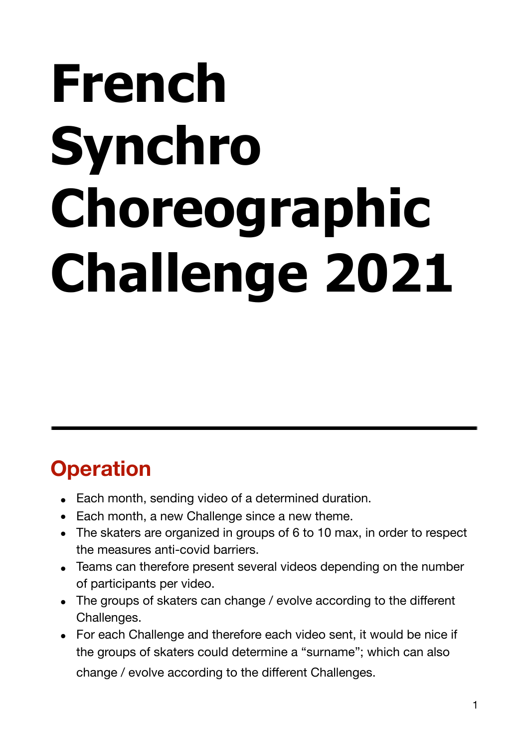# French Synchro Choreographic Challenge 2021

---

## Operation

- Each month, sending video of a determined duration.
- Each month, a new Challenge since a new theme.
- The skaters are organized in groups of 6 to 10 max, in order to respect the measures anti-covid barriers.
- Teams can therefore present several videos depending on the number of participants per video.
- The groups of skaters can change / evolve according to the different Challenges.
- For each Challenge and therefore each video sent, it would be nice if the groups of skaters could determine a "surname"; which can also change / evolve according to the different Challenges.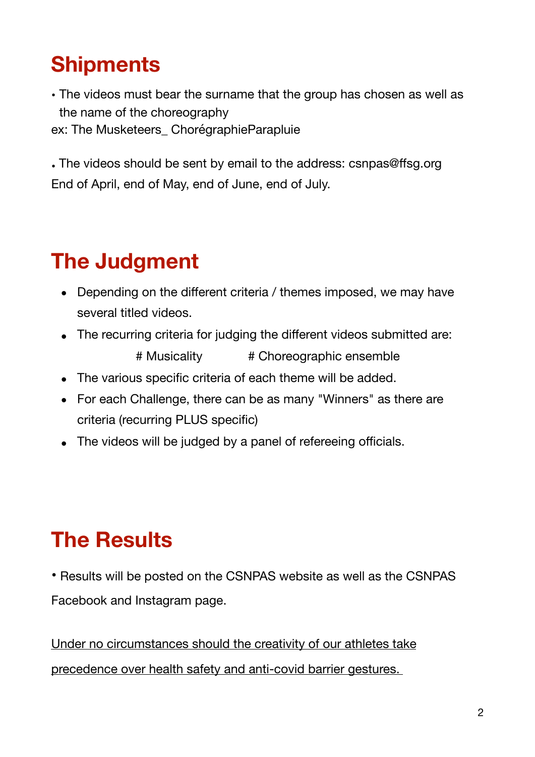## Shipments

- The videos must bear the surname that the group has chosen as well as the name of the choreography

ex: The Musketeers_ ChorégraphieParapluie

- The videos should be sent by email to the address: csnpas@ffsg.org

End of April, end of May, end of June, end of July.

## The Judgment

- Depending on the different criteria / themes imposed, we may have several titled videos.
- The recurring criteria for judging the different videos submitted are:

  # Musicality # Choreographic ensemble
- The various specific criteria of each theme will be added.
- For each Challenge, there can be as many "Winners" as there are criteria (recurring PLUS specific)
- The videos will be judged by a panel of refereeing officials.

## The Results

- Results will be posted on the CSNPAS website as well as the CSNPAS Facebook and Instagram page.

<u>Under no circumstances should the creativity of our athletes take precedence over health safety and anti-covid barrier gestures.</u>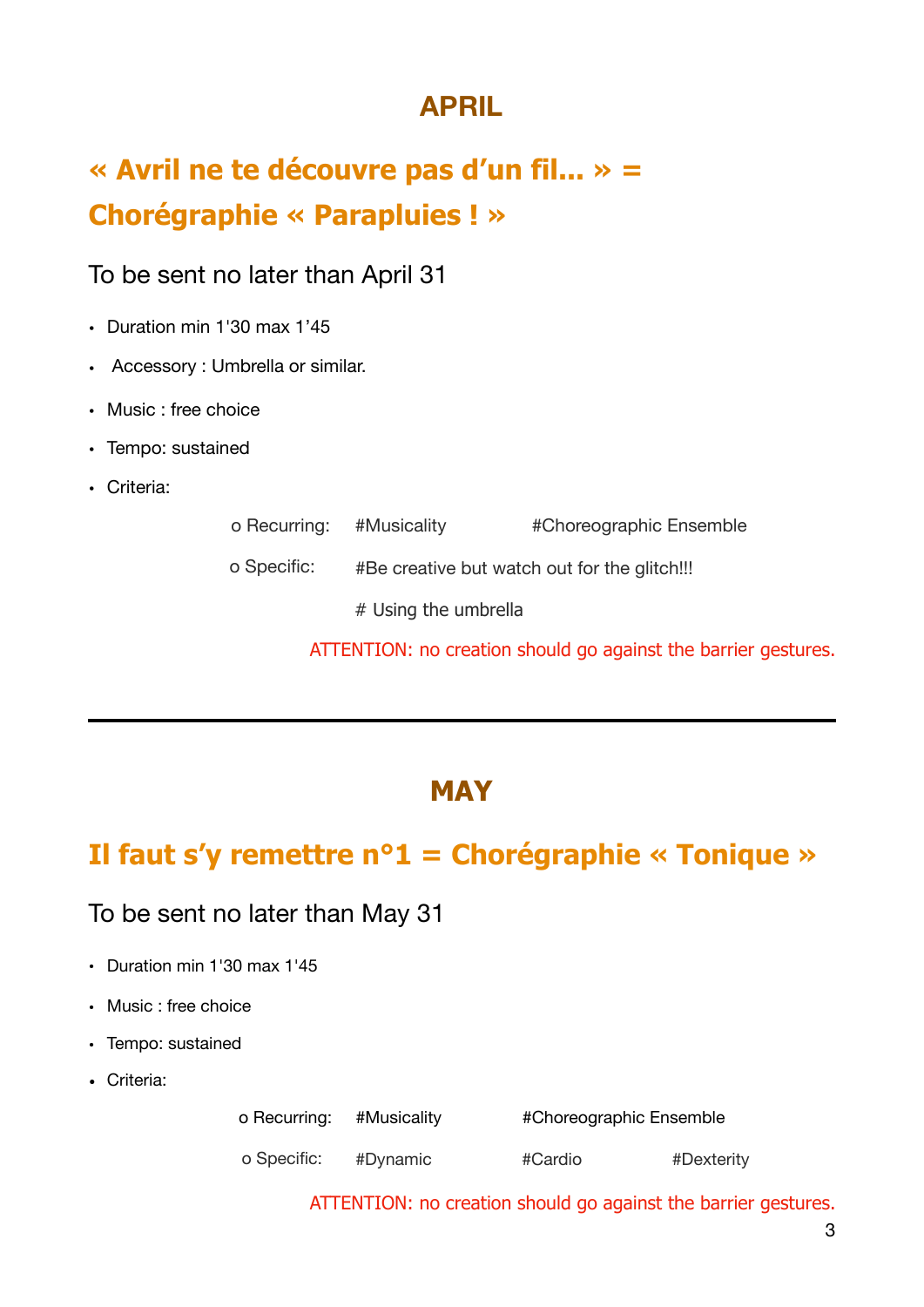## APRIL

## « Avril ne te découvre pas d'un fil... » = Chorégraphie « Parapluies ! »

To be sent no later than April 31

- Duration min 1'30 max 1'45
- Accessory : Umbrella or similar.
- Music : free choice
- Tempo: sustained
- Criteria:
  - Recurring: #Musicality #Choreographic Ensemble
  - Specific: #Be creative but watch out for the glitch!!! # Using the umbrella

ATTENTION: no creation should go against the barrier gestures.

---

## MAY

## Il faut s'y remettre n°1 = Chorégraphie « Tonique »

To be sent no later than May 31

- Duration min 1'30 max 1'45
- Music : free choice
- Tempo: sustained
- Criteria:
  - Recurring: #Musicality #Choreographic Ensemble
  - Specific: #Dynamic #Cardio #Dexterity

ATTENTION: no creation should go against the barrier gestures.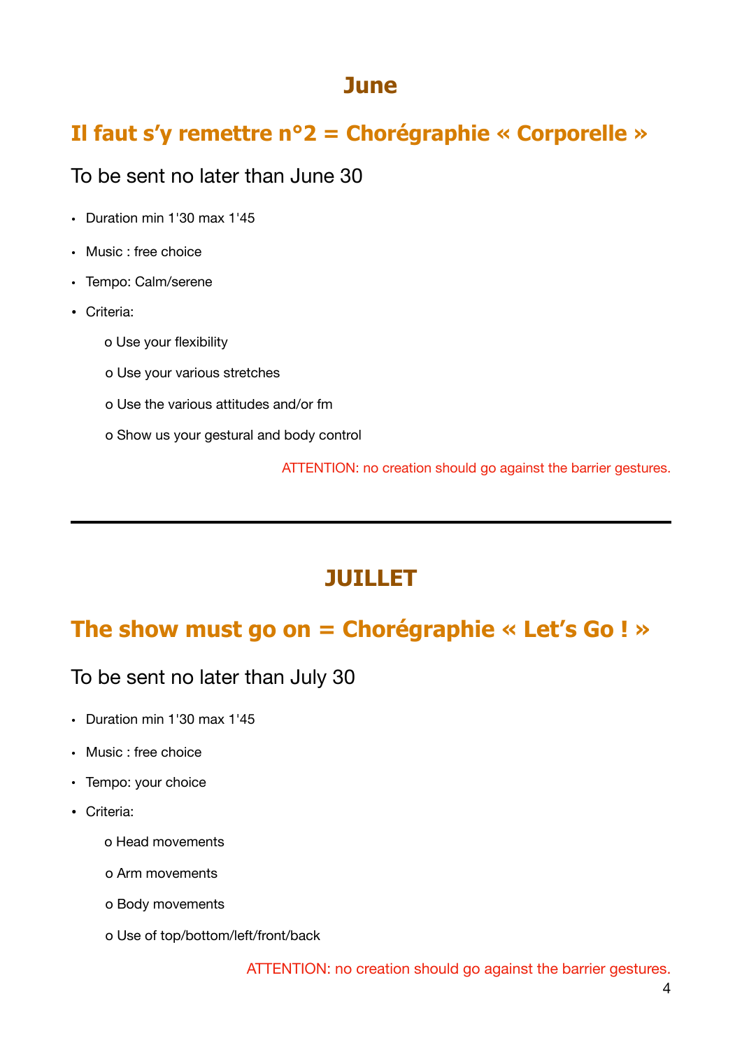# June

## Il faut s'y remettre n°2 = Chorégraphie « Corporelle »

### To be sent no later than June 30

- Duration min 1'30 max 1'45
- Music : free choice
- Tempo: Calm/serene
- Criteria:
  - o Use your flexibility
  - o Use your various stretches
  - o Use the various attitudes and/or fm
  - o Show us your gestural and body control

ATTENTION: no creation should go against the barrier gestures.

---

# JUILLET

## The show must go on = Chorégraphie « Let's Go ! »

### To be sent no later than July 30

- Duration min 1'30 max 1'45
- Music : free choice
- Tempo: your choice
- Criteria:
  - o Head movements
  - o Arm movements
  - o Body movements
  - o Use of top/bottom/left/front/back

ATTENTION: no creation should go against the barrier gestures.